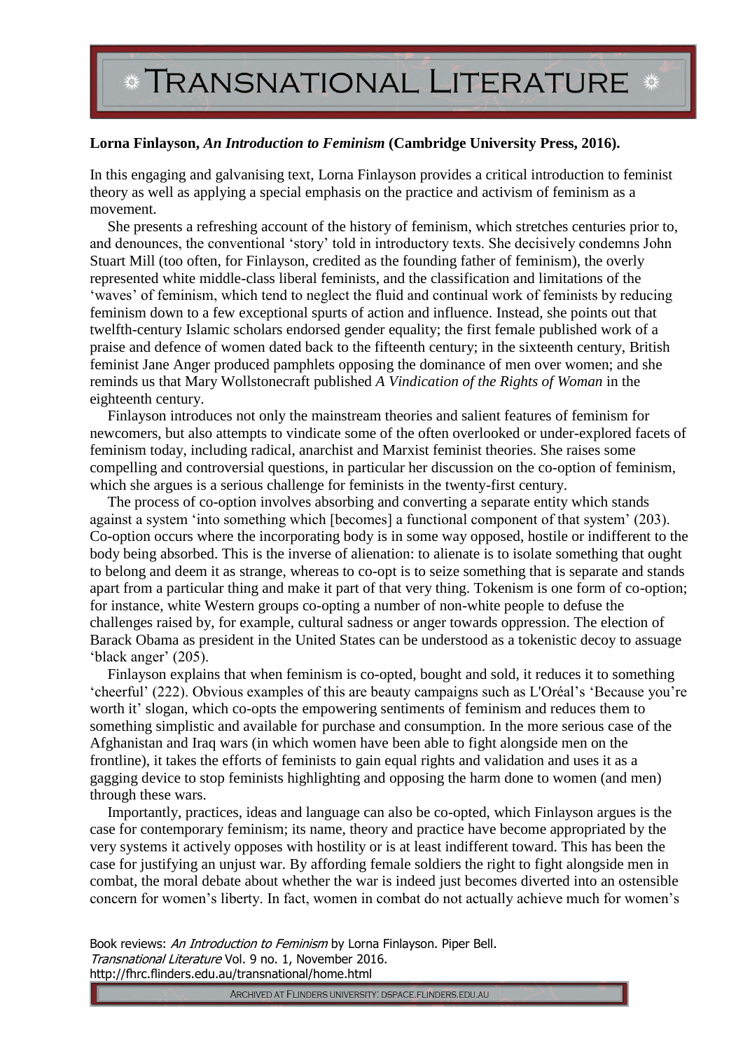**Lorna Finlayson, *An Introduction to Feminism* (Cambridge University Press, 2016).**

In this engaging and galvanising text, Lorna Finlayson provides a critical introduction to feminist theory as well as applying a special emphasis on the practice and activism of feminism as a movement.

She presents a refreshing account of the history of feminism, which stretches centuries prior to, and denounces, the conventional 'story' told in introductory texts. She decisively condemns John Stuart Mill (too often, for Finlayson, credited as the founding father of feminism), the overly represented white middle-class liberal feminists, and the classification and limitations of the 'waves' of feminism, which tend to neglect the fluid and continual work of feminists by reducing feminism down to a few exceptional spurts of action and influence. Instead, she points out that twelfth-century Islamic scholars endorsed gender equality; the first female published work of a praise and defence of women dated back to the fifteenth century; in the sixteenth century, British feminist Jane Anger produced pamphlets opposing the dominance of men over women; and she reminds us that Mary Wollstonecraft published *A Vindication of the Rights of Woman* in the eighteenth century.

Finlayson introduces not only the mainstream theories and salient features of feminism for newcomers, but also attempts to vindicate some of the often overlooked or under-explored facets of feminism today, including radical, anarchist and Marxist feminist theories. She raises some compelling and controversial questions, in particular her discussion on the co-option of feminism, which she argues is a serious challenge for feminists in the twenty-first century.

The process of co-option involves absorbing and converting a separate entity which stands against a system 'into something which [becomes] a functional component of that system' (203). Co-option occurs where the incorporating body is in some way opposed, hostile or indifferent to the body being absorbed. This is the inverse of alienation: to alienate is to isolate something that ought to belong and deem it as strange, whereas to co-opt is to seize something that is separate and stands apart from a particular thing and make it part of that very thing. Tokenism is one form of co-option; for instance, white Western groups co-opting a number of non-white people to defuse the challenges raised by, for example, cultural sadness or anger towards oppression. The election of Barack Obama as president in the United States can be understood as a tokenistic decoy to assuage 'black anger' (205).

Finlayson explains that when feminism is co-opted, bought and sold, it reduces it to something 'cheerful' (222). Obvious examples of this are beauty campaigns such as L'Oréal's 'Because you're worth it' slogan, which co-opts the empowering sentiments of feminism and reduces them to something simplistic and available for purchase and consumption. In the more serious case of the Afghanistan and Iraq wars (in which women have been able to fight alongside men on the frontline), it takes the efforts of feminists to gain equal rights and validation and uses it as a gagging device to stop feminists highlighting and opposing the harm done to women (and men) through these wars.

Importantly, practices, ideas and language can also be co-opted, which Finlayson argues is the case for contemporary feminism; its name, theory and practice have become appropriated by the very systems it actively opposes with hostility or is at least indifferent toward. This has been the case for justifying an unjust war. By affording female soldiers the right to fight alongside men in combat, the moral debate about whether the war is indeed just becomes diverted into an ostensible concern for women's liberty. In fact, women in combat do not actually achieve much for women's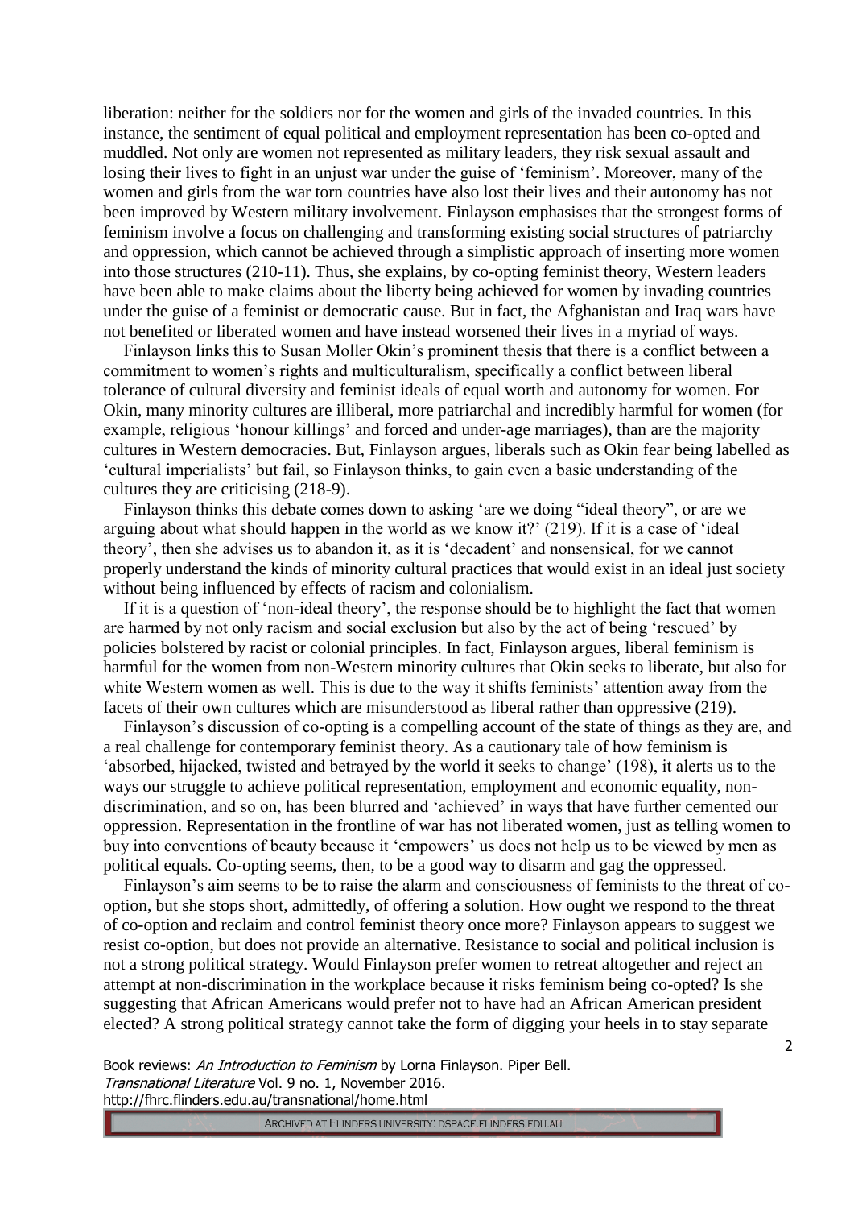liberation: neither for the soldiers nor for the women and girls of the invaded countries. In this instance, the sentiment of equal political and employment representation has been co-opted and muddled. Not only are women not represented as military leaders, they risk sexual assault and losing their lives to fight in an unjust war under the guise of 'feminism'. Moreover, many of the women and girls from the war torn countries have also lost their lives and their autonomy has not been improved by Western military involvement. Finlayson emphasises that the strongest forms of feminism involve a focus on challenging and transforming existing social structures of patriarchy and oppression, which cannot be achieved through a simplistic approach of inserting more women into those structures (210-11). Thus, she explains, by co-opting feminist theory, Western leaders have been able to make claims about the liberty being achieved for women by invading countries under the guise of a feminist or democratic cause. But in fact, the Afghanistan and Iraq wars have not benefited or liberated women and have instead worsened their lives in a myriad of ways.

Finlayson links this to Susan Moller Okin's prominent thesis that there is a conflict between a commitment to women's rights and multiculturalism, specifically a conflict between liberal tolerance of cultural diversity and feminist ideals of equal worth and autonomy for women. For Okin, many minority cultures are illiberal, more patriarchal and incredibly harmful for women (for example, religious 'honour killings' and forced and under-age marriages), than are the majority cultures in Western democracies. But, Finlayson argues, liberals such as Okin fear being labelled as 'cultural imperialists' but fail, so Finlayson thinks, to gain even a basic understanding of the cultures they are criticising (218-9).

Finlayson thinks this debate comes down to asking 'are we doing "ideal theory", or are we arguing about what should happen in the world as we know it?' (219). If it is a case of 'ideal theory', then she advises us to abandon it, as it is 'decadent' and nonsensical, for we cannot properly understand the kinds of minority cultural practices that would exist in an ideal just society without being influenced by effects of racism and colonialism.

If it is a question of 'non-ideal theory', the response should be to highlight the fact that women are harmed by not only racism and social exclusion but also by the act of being 'rescued' by policies bolstered by racist or colonial principles. In fact, Finlayson argues, liberal feminism is harmful for the women from non-Western minority cultures that Okin seeks to liberate, but also for white Western women as well. This is due to the way it shifts feminists' attention away from the facets of their own cultures which are misunderstood as liberal rather than oppressive (219).

Finlayson's discussion of co-opting is a compelling account of the state of things as they are, and a real challenge for contemporary feminist theory. As a cautionary tale of how feminism is 'absorbed, hijacked, twisted and betrayed by the world it seeks to change' (198), it alerts us to the ways our struggle to achieve political representation, employment and economic equality, non-discrimination, and so on, has been blurred and 'achieved' in ways that have further cemented our oppression. Representation in the frontline of war has not liberated women, just as telling women to buy into conventions of beauty because it 'empowers' us does not help us to be viewed by men as political equals. Co-opting seems, then, to be a good way to disarm and gag the oppressed.

Finlayson's aim seems to be to raise the alarm and consciousness of feminists to the threat of co-option, but she stops short, admittedly, of offering a solution. How ought we respond to the threat of co-option and reclaim and control feminist theory once more? Finlayson appears to suggest we resist co-option, but does not provide an alternative. Resistance to social and political inclusion is not a strong political strategy. Would Finlayson prefer women to retreat altogether and reject an attempt at non-discrimination in the workplace because it risks feminism being co-opted? Is she suggesting that African Americans would prefer not to have had an African American president elected? A strong political strategy cannot take the form of digging your heels in to stay separate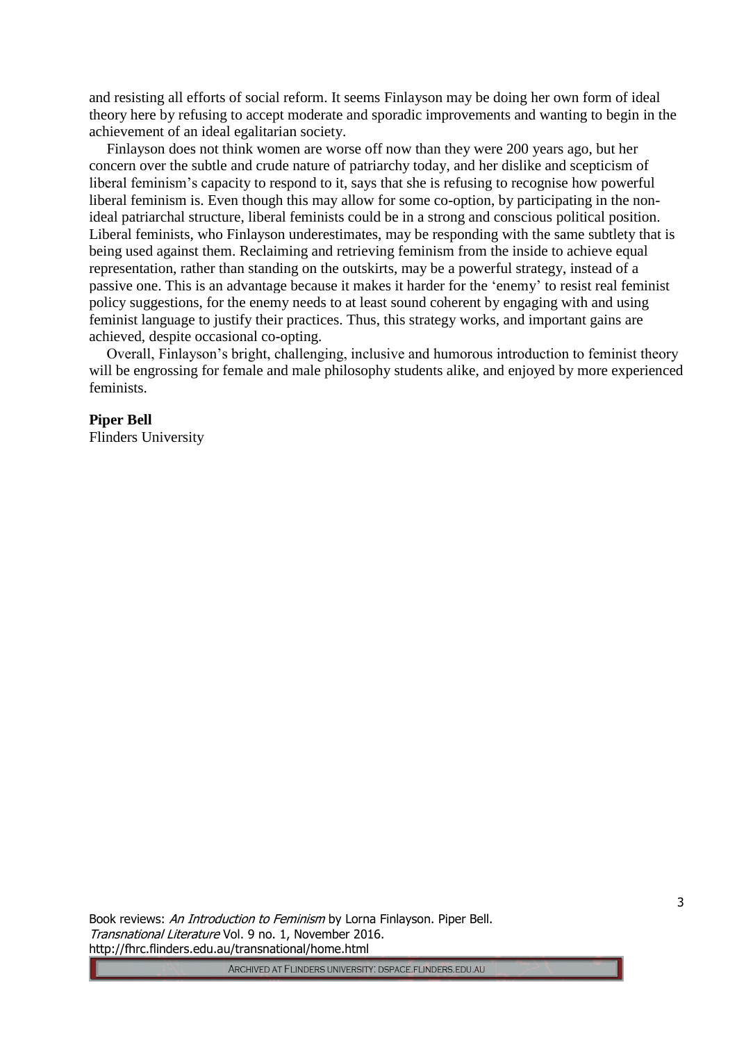and resisting all efforts of social reform. It seems Finlayson may be doing her own form of ideal theory here by refusing to accept moderate and sporadic improvements and wanting to begin in the achievement of an ideal egalitarian society.

Finlayson does not think women are worse off now than they were 200 years ago, but her concern over the subtle and crude nature of patriarchy today, and her dislike and scepticism of liberal feminism's capacity to respond to it, says that she is refusing to recognise how powerful liberal feminism is. Even though this may allow for some co-option, by participating in the non-ideal patriarchal structure, liberal feminists could be in a strong and conscious political position. Liberal feminists, who Finlayson underestimates, may be responding with the same subtlety that is being used against them. Reclaiming and retrieving feminism from the inside to achieve equal representation, rather than standing on the outskirts, may be a powerful strategy, instead of a passive one. This is an advantage because it makes it harder for the 'enemy' to resist real feminist policy suggestions, for the enemy needs to at least sound coherent by engaging with and using feminist language to justify their practices. Thus, this strategy works, and important gains are achieved, despite occasional co-opting.

Overall, Finlayson's bright, challenging, inclusive and humorous introduction to feminist theory will be engrossing for female and male philosophy students alike, and enjoyed by more experienced feminists.

**Piper Bell**
Flinders University